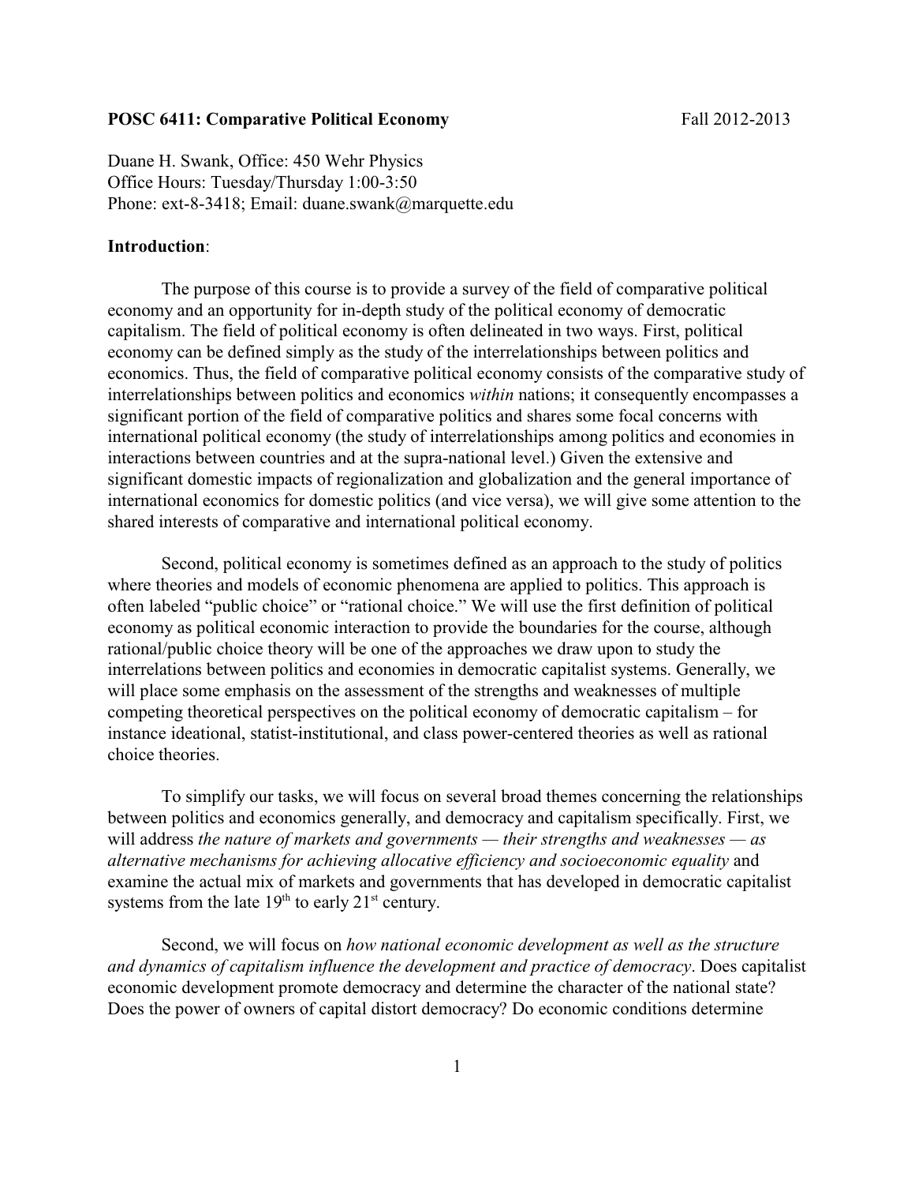**POSC 6411: Comparative Political Economy** Fall 2012-2013

Duane H. Swank, Office: 450 Wehr Physics
Office Hours: Tuesday/Thursday 1:00-3:50
Phone: ext-8-3418; Email: duane.swank@marquette.edu

**Introduction**:

The purpose of this course is to provide a survey of the field of comparative political economy and an opportunity for in-depth study of the political economy of democratic capitalism. The field of political economy is often delineated in two ways. First, political economy can be defined simply as the study of the interrelationships between politics and economics. Thus, the field of comparative political economy consists of the comparative study of interrelationships between politics and economics *within* nations; it consequently encompasses a significant portion of the field of comparative politics and shares some focal concerns with international political economy (the study of interrelationships among politics and economies in interactions between countries and at the supra-national level.) Given the extensive and significant domestic impacts of regionalization and globalization and the general importance of international economics for domestic politics (and vice versa), we will give some attention to the shared interests of comparative and international political economy.

Second, political economy is sometimes defined as an approach to the study of politics where theories and models of economic phenomena are applied to politics. This approach is often labeled "public choice" or "rational choice." We will use the first definition of political economy as political economic interaction to provide the boundaries for the course, although rational/public choice theory will be one of the approaches we draw upon to study the interrelations between politics and economies in democratic capitalist systems. Generally, we will place some emphasis on the assessment of the strengths and weaknesses of multiple competing theoretical perspectives on the political economy of democratic capitalism – for instance ideational, statist-institutional, and class power-centered theories as well as rational choice theories.

To simplify our tasks, we will focus on several broad themes concerning the relationships between politics and economics generally, and democracy and capitalism specifically. First, we will address *the nature of markets and governments — their strengths and weaknesses — as alternative mechanisms for achieving allocative efficiency and socioeconomic equality* and examine the actual mix of markets and governments that has developed in democratic capitalist systems from the late 19th to early 21st century.

Second, we will focus on *how national economic development as well as the structure and dynamics of capitalism influence the development and practice of democracy*. Does capitalist economic development promote democracy and determine the character of the national state? Does the power of owners of capital distort democracy? Do economic conditions determine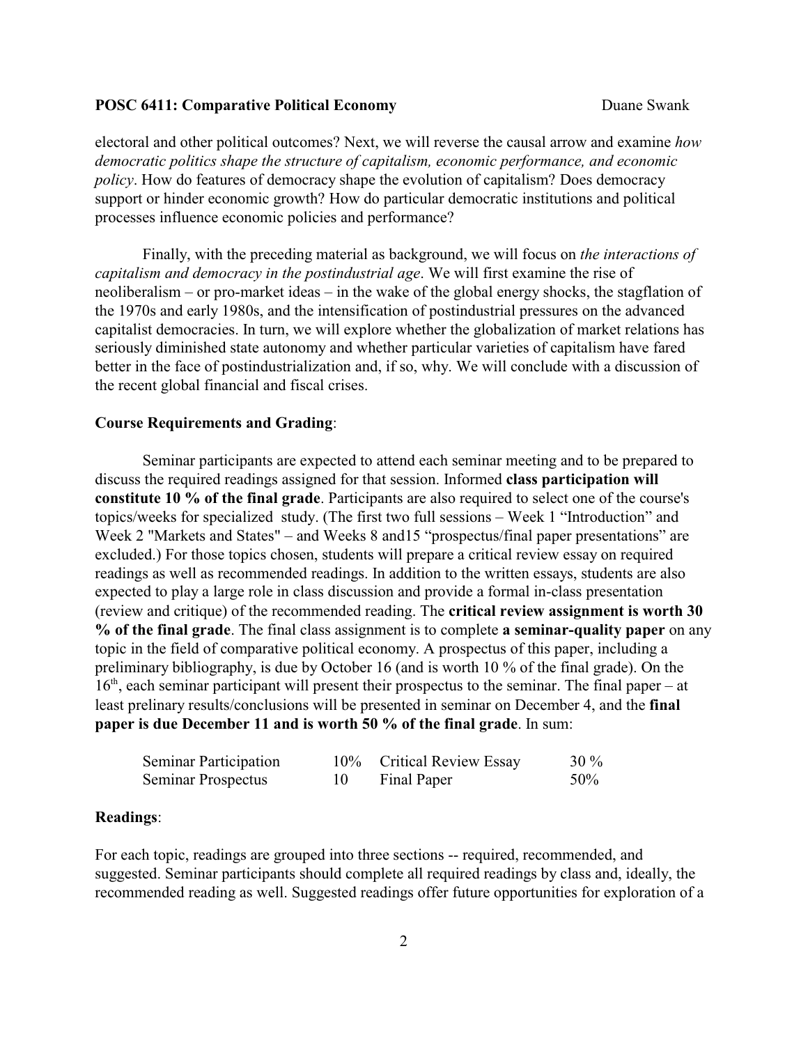electoral and other political outcomes? Next, we will reverse the causal arrow and examine *how democratic politics shape the structure of capitalism, economic performance, and economic policy*. How do features of democracy shape the evolution of capitalism? Does democracy support or hinder economic growth? How do particular democratic institutions and political processes influence economic policies and performance?

Finally, with the preceding material as background, we will focus on *the interactions of capitalism and democracy in the postindustrial age*. We will first examine the rise of neoliberalism – or pro-market ideas – in the wake of the global energy shocks, the stagflation of the 1970s and early 1980s, and the intensification of postindustrial pressures on the advanced capitalist democracies. In turn, we will explore whether the globalization of market relations has seriously diminished state autonomy and whether particular varieties of capitalism have fared better in the face of postindustrialization and, if so, why. We will conclude with a discussion of the recent global financial and fiscal crises.

**Course Requirements and Grading**:

Seminar participants are expected to attend each seminar meeting and to be prepared to discuss the required readings assigned for that session. Informed **class participation will constitute 10 % of the final grade**. Participants are also required to select one of the course's topics/weeks for specialized study. (The first two full sessions – Week 1 "Introduction" and Week 2 "Markets and States" – and Weeks 8 and15 "prospectus/final paper presentations" are excluded.) For those topics chosen, students will prepare a critical review essay on required readings as well as recommended readings. In addition to the written essays, students are also expected to play a large role in class discussion and provide a formal in-class presentation (review and critique) of the recommended reading. The **critical review assignment is worth 30 % of the final grade**. The final class assignment is to complete **a seminar-quality paper** on any topic in the field of comparative political economy. A prospectus of this paper, including a preliminary bibliography, is due by October 16 (and is worth 10 % of the final grade). On the 16th, each seminar participant will present their prospectus to the seminar. The final paper – at least prelinary results/conclusions will be presented in seminar on December 4, and the **final paper is due December 11 and is worth 50 % of the final grade**. In sum:

| | | | |
|---|---|---|---|
| Seminar Participation | 10% | Critical Review Essay | 30 % |
| Seminar Prospectus | 10 | Final Paper | 50% |

**Readings**:

For each topic, readings are grouped into three sections -- required, recommended, and suggested. Seminar participants should complete all required readings by class and, ideally, the recommended reading as well. Suggested readings offer future opportunities for exploration of a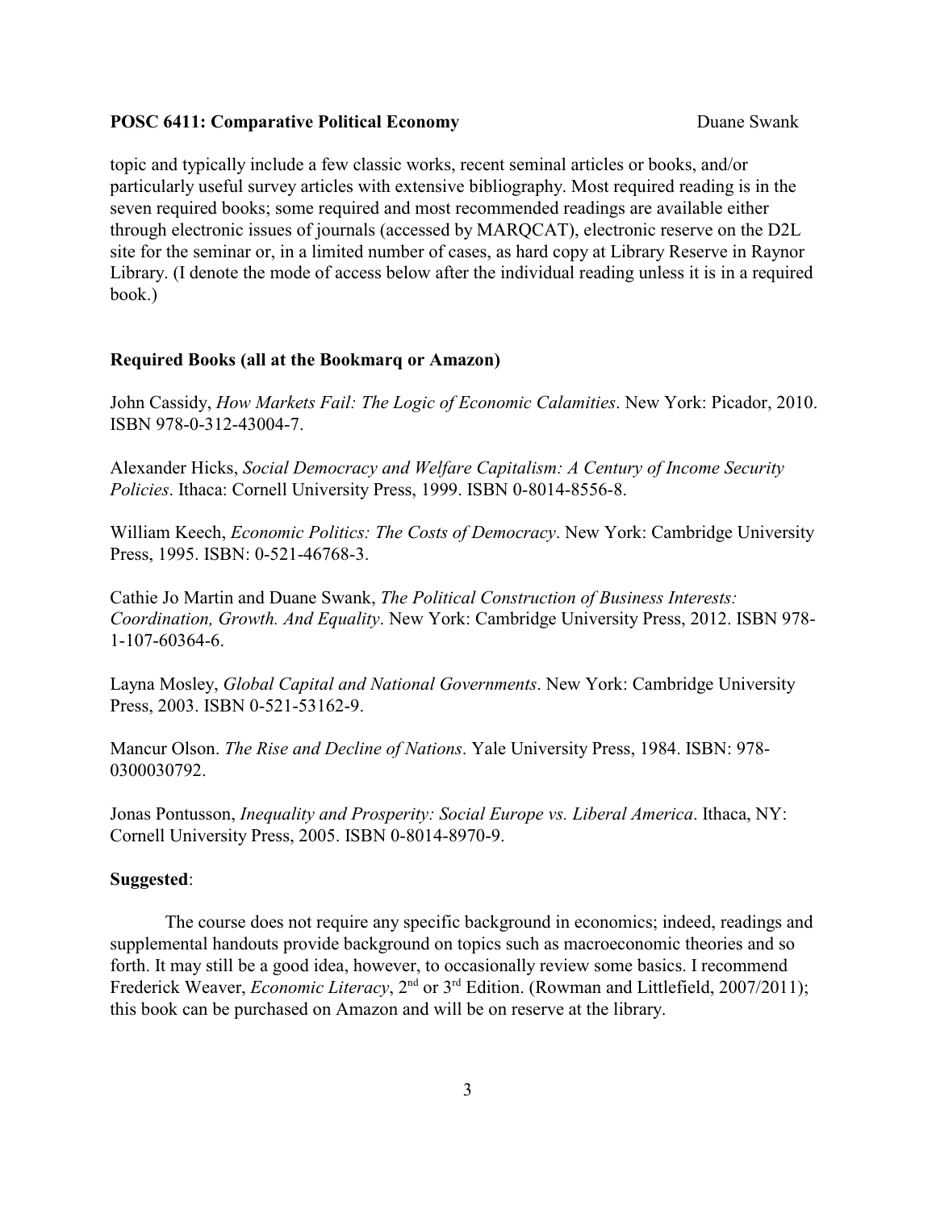topic and typically include a few classic works, recent seminal articles or books, and/or particularly useful survey articles with extensive bibliography. Most required reading is in the seven required books; some required and most recommended readings are available either through electronic issues of journals (accessed by MARQCAT), electronic reserve on the D2L site for the seminar or, in a limited number of cases, as hard copy at Library Reserve in Raynor Library. (I denote the mode of access below after the individual reading unless it is in a required book.)

**Required Books (all at the Bookmarq or Amazon)**

John Cassidy, *How Markets Fail: The Logic of Economic Calamities*. New York: Picador, 2010. ISBN 978-0-312-43004-7.

Alexander Hicks, *Social Democracy and Welfare Capitalism: A Century of Income Security Policies*. Ithaca: Cornell University Press, 1999. ISBN 0-8014-8556-8.

William Keech, *Economic Politics: The Costs of Democracy*. New York: Cambridge University Press, 1995. ISBN: 0-521-46768-3.

Cathie Jo Martin and Duane Swank, *The Political Construction of Business Interests: Coordination, Growth. And Equality*. New York: Cambridge University Press, 2012. ISBN 978-1-107-60364-6.

Layna Mosley, *Global Capital and National Governments*. New York: Cambridge University Press, 2003. ISBN 0-521-53162-9.

Mancur Olson. *The Rise and Decline of Nations*. Yale University Press, 1984. ISBN: 978-0300030792.

Jonas Pontusson, *Inequality and Prosperity: Social Europe vs. Liberal America*. Ithaca, NY: Cornell University Press, 2005. ISBN 0-8014-8970-9.

**Suggested**:

The course does not require any specific background in economics; indeed, readings and supplemental handouts provide background on topics such as macroeconomic theories and so forth. It may still be a good idea, however, to occasionally review some basics. I recommend Frederick Weaver, *Economic Literacy*, 2nd or 3rd Edition. (Rowman and Littlefield, 2007/2011); this book can be purchased on Amazon and will be on reserve at the library.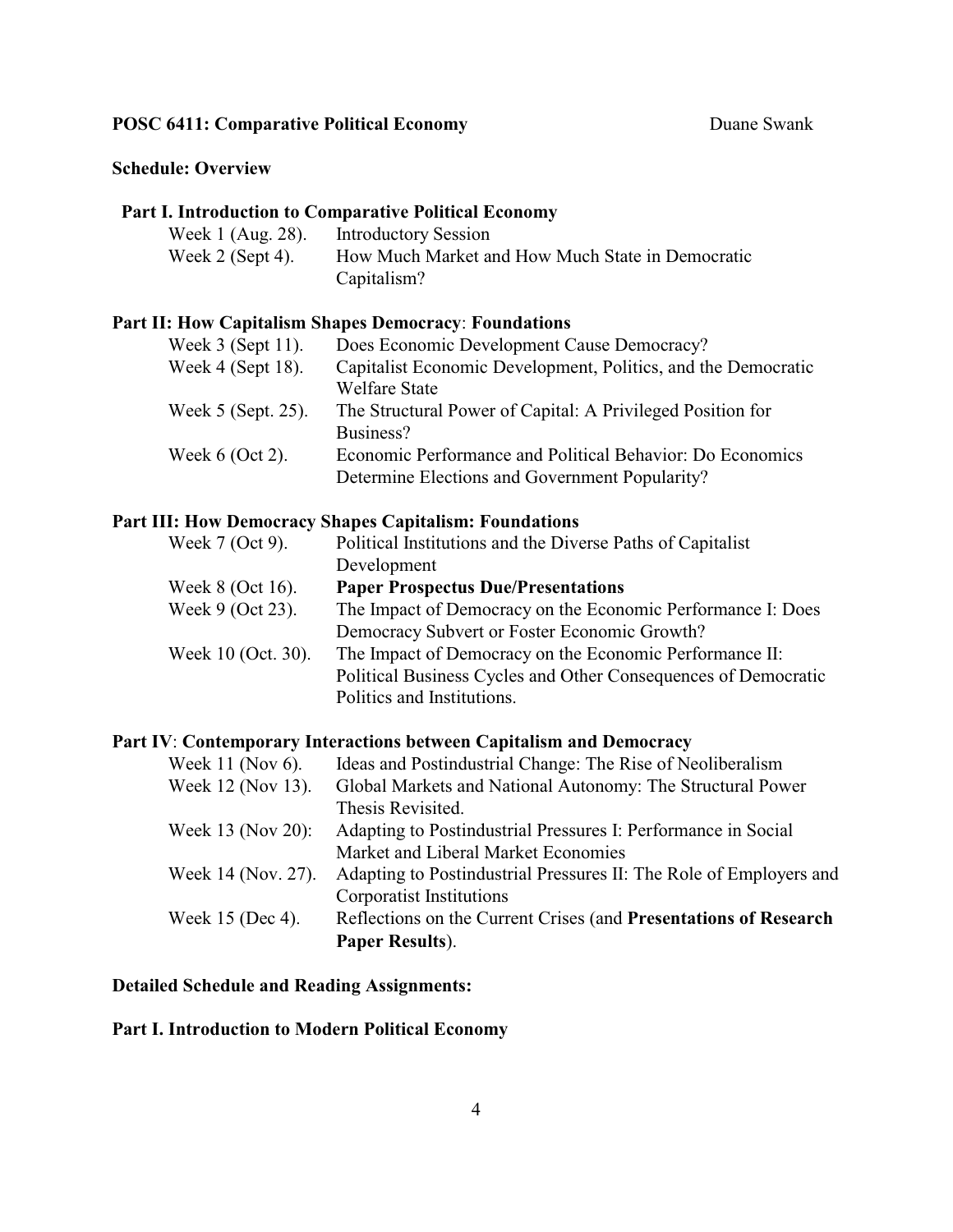**POSC 6411: Comparative Political Economy** Duane Swank

**Schedule: Overview**

**Part I. Introduction to Comparative Political Economy**

| | |
|---|---|
| Week 1 (Aug. 28). | Introductory Session |
| Week 2 (Sept 4). | How Much Market and How Much State in Democratic Capitalism? |

**Part II: How Capitalism Shapes Democracy**: **Foundations**

| | |
|---|---|
| Week 3 (Sept 11). | Does Economic Development Cause Democracy? |
| Week 4 (Sept 18). | Capitalist Economic Development, Politics, and the Democratic Welfare State |
| Week 5 (Sept. 25). | The Structural Power of Capital: A Privileged Position for Business? |
| Week 6 (Oct 2). | Economic Performance and Political Behavior: Do Economics Determine Elections and Government Popularity? |

**Part III: How Democracy Shapes Capitalism: Foundations**

| | |
|---|---|
| Week 7 (Oct 9). | Political Institutions and the Diverse Paths of Capitalist Development |
| Week 8 (Oct 16). | **Paper Prospectus Due/Presentations** |
| Week 9 (Oct 23). | The Impact of Democracy on the Economic Performance I: Does Democracy Subvert or Foster Economic Growth? |
| Week 10 (Oct. 30). | The Impact of Democracy on the Economic Performance II: Political Business Cycles and Other Consequences of Democratic Politics and Institutions. |

**Part IV**: **Contemporary Interactions between Capitalism and Democracy**

| | |
|---|---|
| Week 11 (Nov 6). | Ideas and Postindustrial Change: The Rise of Neoliberalism |
| Week 12 (Nov 13). | Global Markets and National Autonomy: The Structural Power Thesis Revisited. |
| Week 13 (Nov 20): | Adapting to Postindustrial Pressures I: Performance in Social Market and Liberal Market Economies |
| Week 14 (Nov. 27). | Adapting to Postindustrial Pressures II: The Role of Employers and Corporatist Institutions |
| Week 15 (Dec 4). | Reflections on the Current Crises (and **Presentations of Research Paper Results**). |

**Detailed Schedule and Reading Assignments:**

**Part I. Introduction to Modern Political Economy**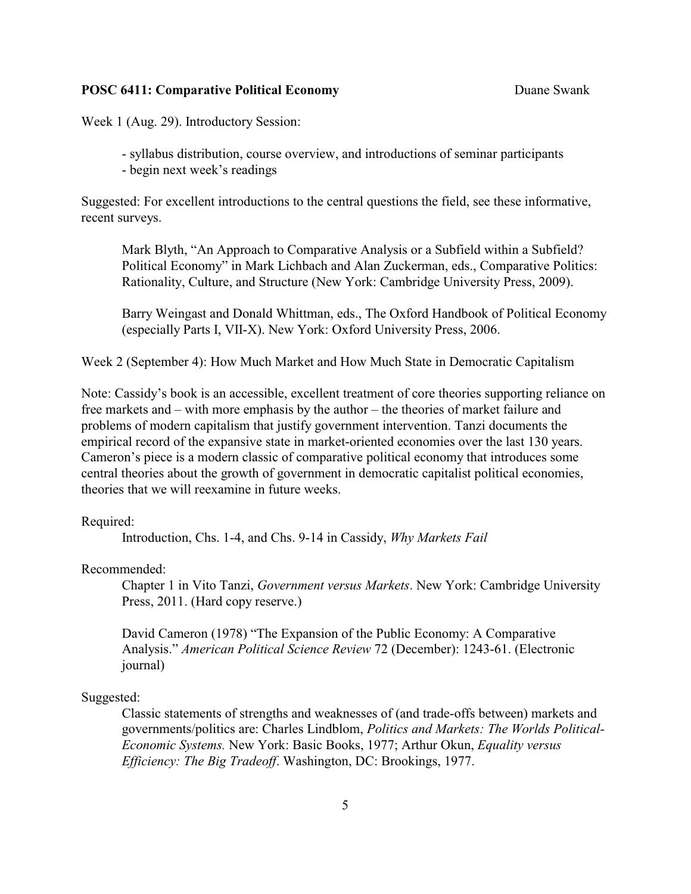**POSC 6411: Comparative Political Economy** Duane Swank

Week 1 (Aug. 29). Introductory Session:

- syllabus distribution, course overview, and introductions of seminar participants
- begin next week's readings

Suggested: For excellent introductions to the central questions the field, see these informative, recent surveys.

> Mark Blyth, "An Approach to Comparative Analysis or a Subfield within a Subfield? Political Economy" in Mark Lichbach and Alan Zuckerman, eds., Comparative Politics: Rationality, Culture, and Structure (New York: Cambridge University Press, 2009).
>
> Barry Weingast and Donald Whittman, eds., The Oxford Handbook of Political Economy (especially Parts I, VII-X). New York: Oxford University Press, 2006.

Week 2 (September 4): How Much Market and How Much State in Democratic Capitalism

Note: Cassidy's book is an accessible, excellent treatment of core theories supporting reliance on free markets and – with more emphasis by the author – the theories of market failure and problems of modern capitalism that justify government intervention. Tanzi documents the empirical record of the expansive state in market-oriented economies over the last 130 years. Cameron's piece is a modern classic of comparative political economy that introduces some central theories about the growth of government in democratic capitalist political economies, theories that we will reexamine in future weeks.

Required:

> Introduction, Chs. 1-4, and Chs. 9-14 in Cassidy, *Why Markets Fail*

Recommended:

> Chapter 1 in Vito Tanzi, *Government versus Markets*. New York: Cambridge University Press, 2011. (Hard copy reserve.)
>
> David Cameron (1978) "The Expansion of the Public Economy: A Comparative Analysis." *American Political Science Review* 72 (December): 1243-61. (Electronic journal)

Suggested:

> Classic statements of strengths and weaknesses of (and trade-offs between) markets and governments/politics are: Charles Lindblom, *Politics and Markets: The Worlds Political-Economic Systems.* New York: Basic Books, 1977; Arthur Okun, *Equality versus Efficiency: The Big Tradeoff*. Washington, DC: Brookings, 1977.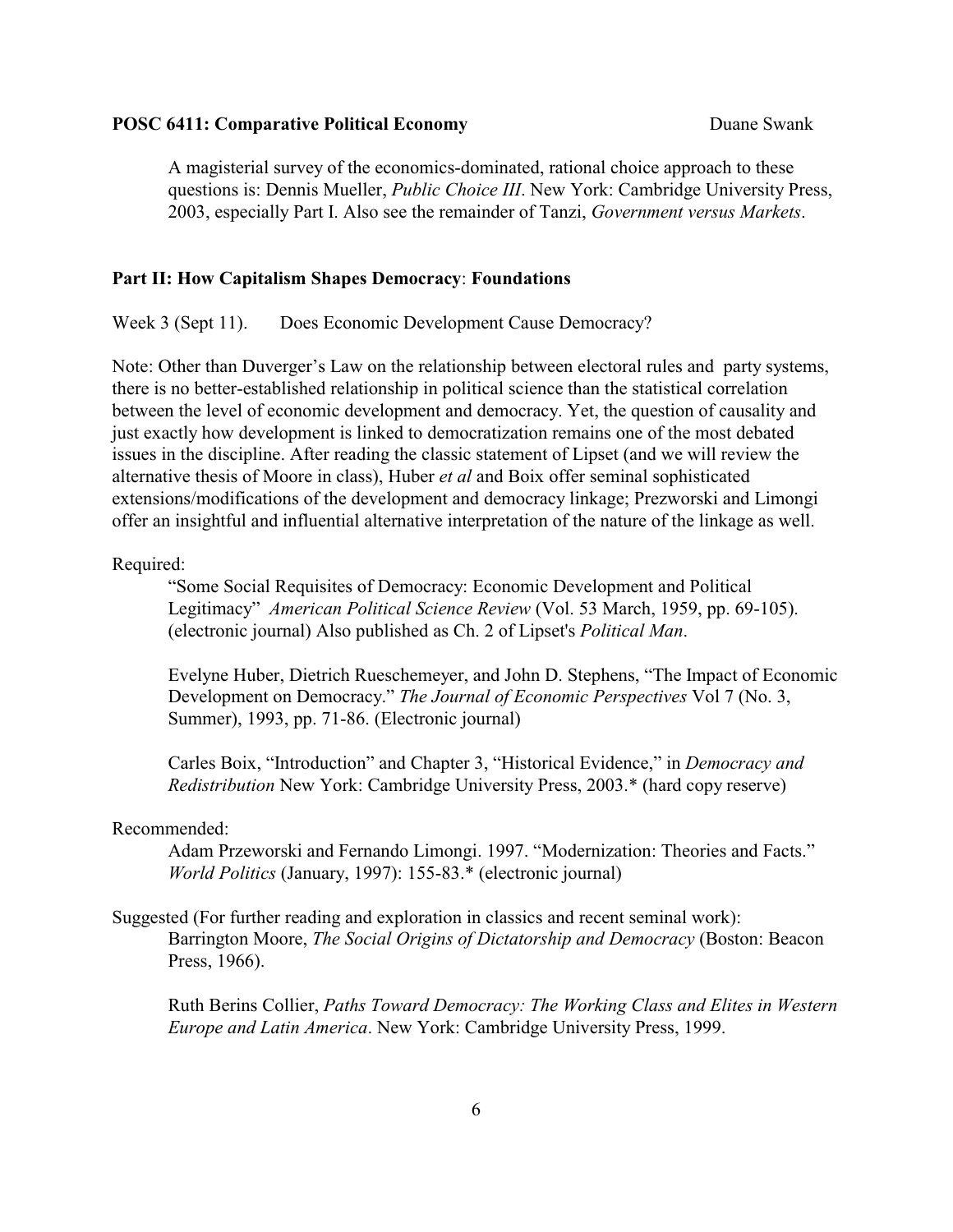A magisterial survey of the economics-dominated, rational choice approach to these questions is: Dennis Mueller, *Public Choice III*. New York: Cambridge University Press, 2003, especially Part I. Also see the remainder of Tanzi, *Government versus Markets*.

## Part II: How Capitalism Shapes Democracy: Foundations

Week 3 (Sept 11). Does Economic Development Cause Democracy?

Note: Other than Duverger's Law on the relationship between electoral rules and party systems, there is no better-established relationship in political science than the statistical correlation between the level of economic development and democracy. Yet, the question of causality and just exactly how development is linked to democratization remains one of the most debated issues in the discipline. After reading the classic statement of Lipset (and we will review the alternative thesis of Moore in class), Huber *et al* and Boix offer seminal sophisticated extensions/modifications of the development and democracy linkage; Prezworski and Limongi offer an insightful and influential alternative interpretation of the nature of the linkage as well.

Required:

> "Some Social Requisites of Democracy: Economic Development and Political Legitimacy" *American Political Science Review* (Vol. 53 March, 1959, pp. 69-105). (electronic journal) Also published as Ch. 2 of Lipset's *Political Man*.
>
> Evelyne Huber, Dietrich Rueschemeyer, and John D. Stephens, "The Impact of Economic Development on Democracy." *The Journal of Economic Perspectives* Vol 7 (No. 3, Summer), 1993, pp. 71-86. (Electronic journal)
>
> Carles Boix, "Introduction" and Chapter 3, "Historical Evidence," in *Democracy and Redistribution* New York: Cambridge University Press, 2003.* (hard copy reserve)

Recommended:

> Adam Przeworski and Fernando Limongi. 1997. "Modernization: Theories and Facts." *World Politics* (January, 1997): 155-83.* (electronic journal)

Suggested (For further reading and exploration in classics and recent seminal work):

> Barrington Moore, *The Social Origins of Dictatorship and Democracy* (Boston: Beacon Press, 1966).
>
> Ruth Berins Collier, *Paths Toward Democracy: The Working Class and Elites in Western Europe and Latin America*. New York: Cambridge University Press, 1999.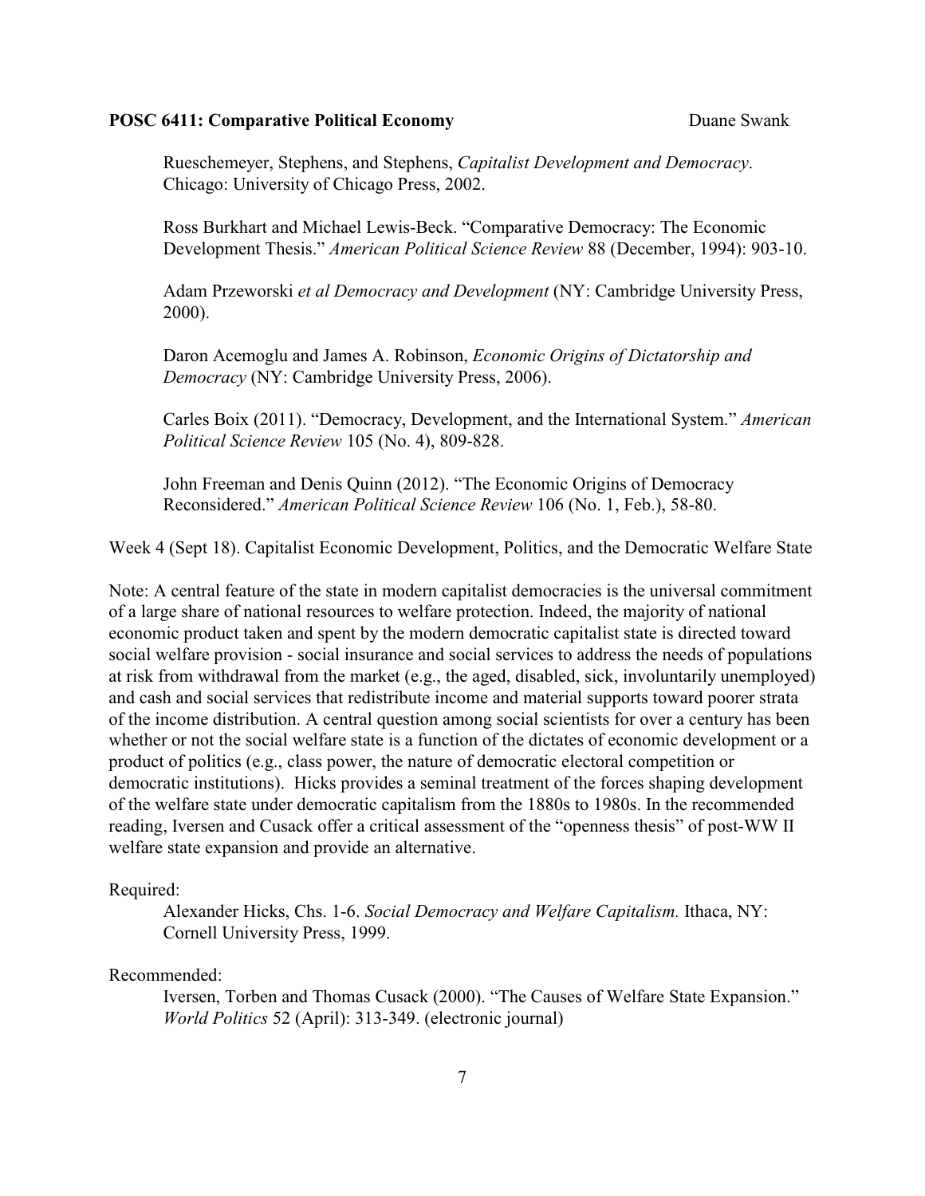Rueschemeyer, Stephens, and Stephens, *Capitalist Development and Democracy*. Chicago: University of Chicago Press, 2002.

Ross Burkhart and Michael Lewis-Beck. "Comparative Democracy: The Economic Development Thesis." *American Political Science Review* 88 (December, 1994): 903-10.

Adam Przeworski *et al Democracy and Development* (NY: Cambridge University Press, 2000).

Daron Acemoglu and James A. Robinson, *Economic Origins of Dictatorship and Democracy* (NY: Cambridge University Press, 2006).

Carles Boix (2011). "Democracy, Development, and the International System." *American Political Science Review* 105 (No. 4), 809-828.

John Freeman and Denis Quinn (2012). "The Economic Origins of Democracy Reconsidered." *American Political Science Review* 106 (No. 1, Feb.), 58-80.

Week 4 (Sept 18). Capitalist Economic Development, Politics, and the Democratic Welfare State

Note: A central feature of the state in modern capitalist democracies is the universal commitment of a large share of national resources to welfare protection. Indeed, the majority of national economic product taken and spent by the modern democratic capitalist state is directed toward social welfare provision - social insurance and social services to address the needs of populations at risk from withdrawal from the market (e.g., the aged, disabled, sick, involuntarily unemployed) and cash and social services that redistribute income and material supports toward poorer strata of the income distribution. A central question among social scientists for over a century has been whether or not the social welfare state is a function of the dictates of economic development or a product of politics (e.g., class power, the nature of democratic electoral competition or democratic institutions). Hicks provides a seminal treatment of the forces shaping development of the welfare state under democratic capitalism from the 1880s to 1980s. In the recommended reading, Iversen and Cusack offer a critical assessment of the "openness thesis" of post-WW II welfare state expansion and provide an alternative.

Required:

Alexander Hicks, Chs. 1-6. *Social Democracy and Welfare Capitalism.* Ithaca, NY: Cornell University Press, 1999.

Recommended:

Iversen, Torben and Thomas Cusack (2000). "The Causes of Welfare State Expansion." *World Politics* 52 (April): 313-349. (electronic journal)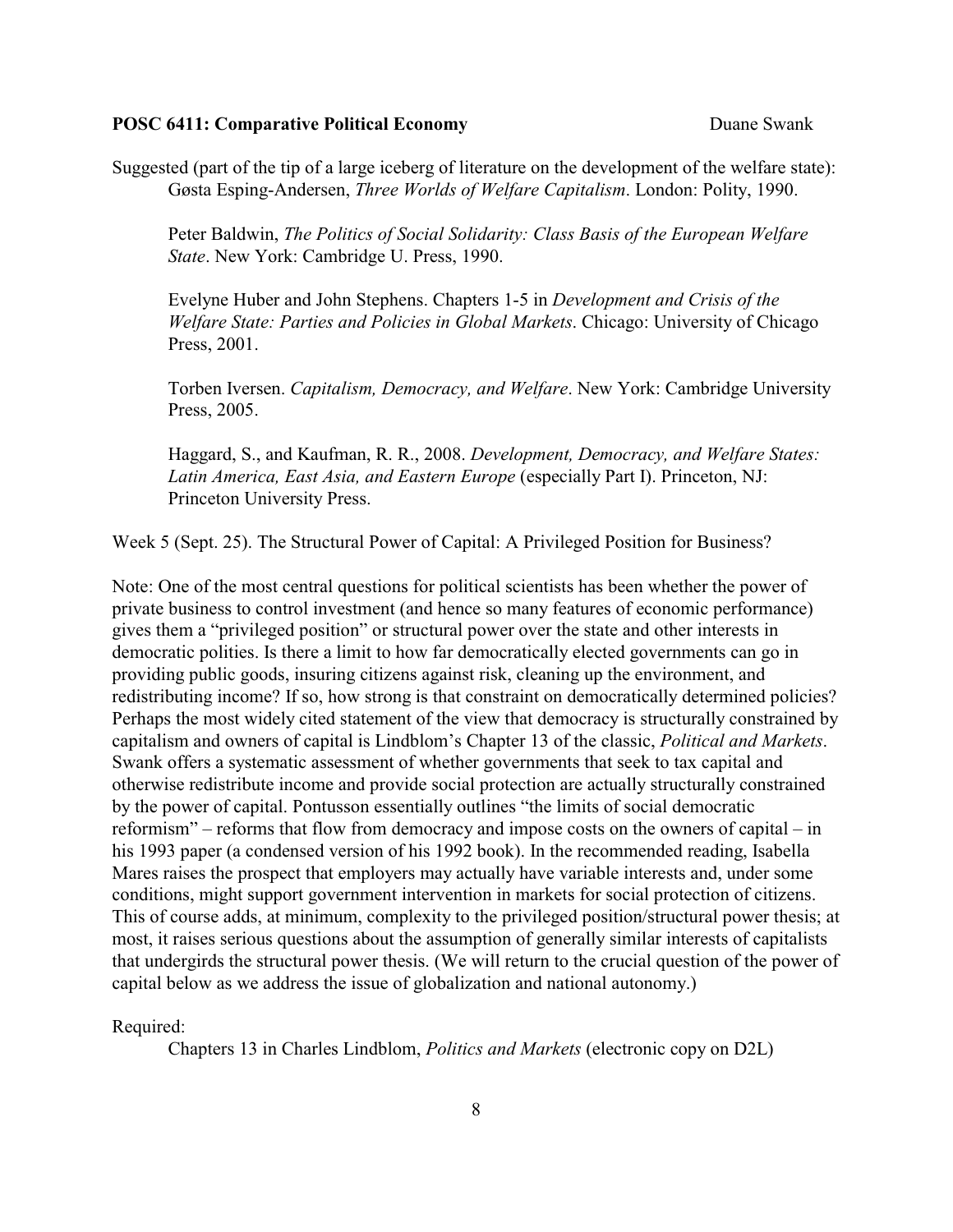Suggested (part of the tip of a large iceberg of literature on the development of the welfare state):

Gøsta Esping-Andersen, *Three Worlds of Welfare Capitalism*. London: Polity, 1990.

Peter Baldwin, *The Politics of Social Solidarity: Class Basis of the European Welfare State*. New York: Cambridge U. Press, 1990.

Evelyne Huber and John Stephens. Chapters 1-5 in *Development and Crisis of the Welfare State: Parties and Policies in Global Markets*. Chicago: University of Chicago Press, 2001.

Torben Iversen. *Capitalism, Democracy, and Welfare*. New York: Cambridge University Press, 2005.

Haggard, S., and Kaufman, R. R., 2008. *Development, Democracy, and Welfare States: Latin America, East Asia, and Eastern Europe* (especially Part I). Princeton, NJ: Princeton University Press.

Week 5 (Sept. 25). The Structural Power of Capital: A Privileged Position for Business?

Note: One of the most central questions for political scientists has been whether the power of private business to control investment (and hence so many features of economic performance) gives them a "privileged position" or structural power over the state and other interests in democratic polities. Is there a limit to how far democratically elected governments can go in providing public goods, insuring citizens against risk, cleaning up the environment, and redistributing income? If so, how strong is that constraint on democratically determined policies? Perhaps the most widely cited statement of the view that democracy is structurally constrained by capitalism and owners of capital is Lindblom's Chapter 13 of the classic, *Political and Markets*. Swank offers a systematic assessment of whether governments that seek to tax capital and otherwise redistribute income and provide social protection are actually structurally constrained by the power of capital. Pontusson essentially outlines "the limits of social democratic reformism" – reforms that flow from democracy and impose costs on the owners of capital – in his 1993 paper (a condensed version of his 1992 book). In the recommended reading, Isabella Mares raises the prospect that employers may actually have variable interests and, under some conditions, might support government intervention in markets for social protection of citizens. This of course adds, at minimum, complexity to the privileged position/structural power thesis; at most, it raises serious questions about the assumption of generally similar interests of capitalists that undergirds the structural power thesis. (We will return to the crucial question of the power of capital below as we address the issue of globalization and national autonomy.)

Required:

Chapters 13 in Charles Lindblom, *Politics and Markets* (electronic copy on D2L)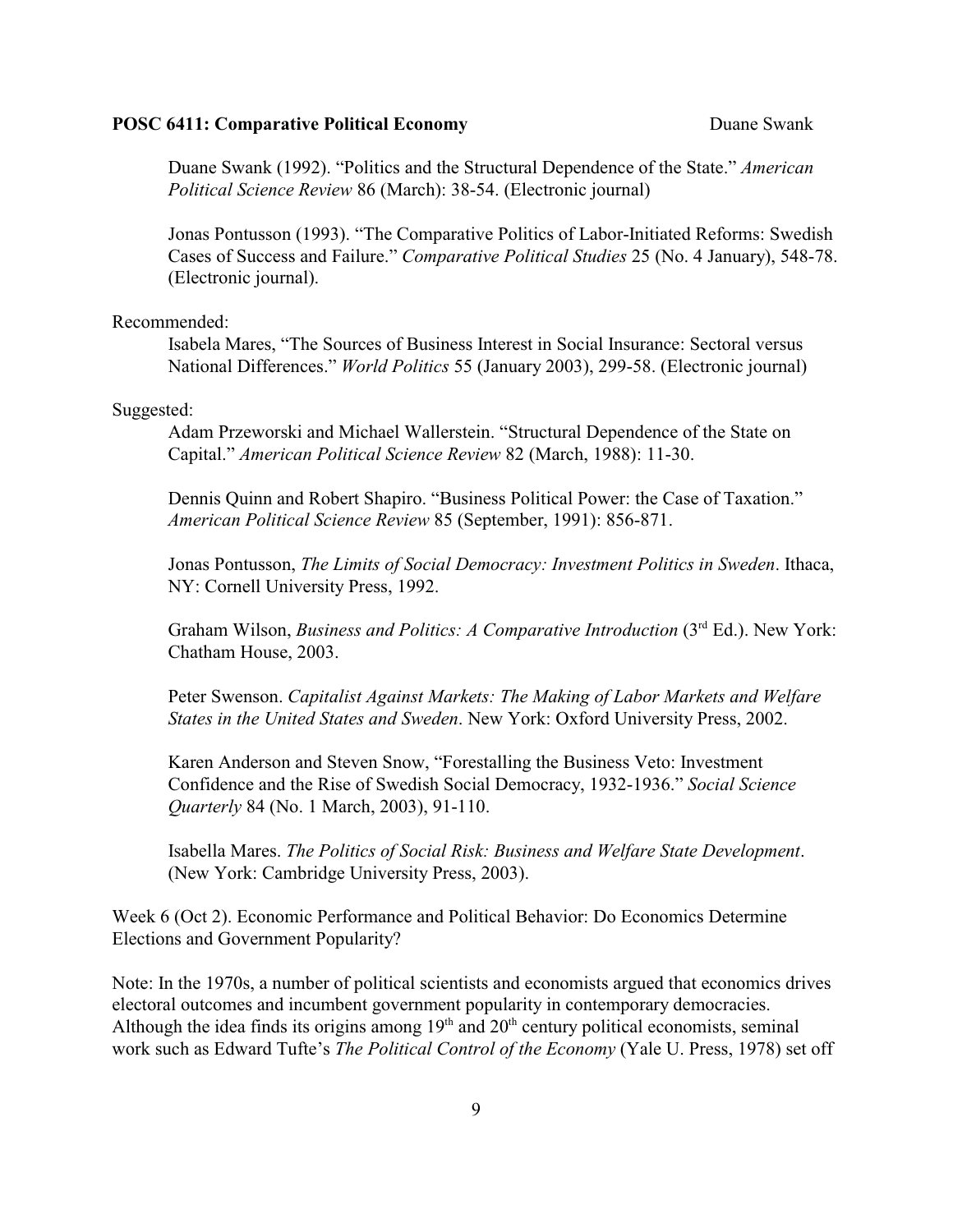Duane Swank (1992). "Politics and the Structural Dependence of the State." *American Political Science Review* 86 (March): 38-54. (Electronic journal)

Jonas Pontusson (1993). "The Comparative Politics of Labor-Initiated Reforms: Swedish Cases of Success and Failure." *Comparative Political Studies* 25 (No. 4 January), 548-78. (Electronic journal).

Recommended:

Isabela Mares, "The Sources of Business Interest in Social Insurance: Sectoral versus National Differences." *World Politics* 55 (January 2003), 299-58. (Electronic journal)

Suggested:

Adam Przeworski and Michael Wallerstein. "Structural Dependence of the State on Capital." *American Political Science Review* 82 (March, 1988): 11-30.

Dennis Quinn and Robert Shapiro. "Business Political Power: the Case of Taxation." *American Political Science Review* 85 (September, 1991): 856-871.

Jonas Pontusson, *The Limits of Social Democracy: Investment Politics in Sweden*. Ithaca, NY: Cornell University Press, 1992.

Graham Wilson, *Business and Politics: A Comparative Introduction* (3rd Ed.). New York: Chatham House, 2003.

Peter Swenson. *Capitalist Against Markets: The Making of Labor Markets and Welfare States in the United States and Sweden*. New York: Oxford University Press, 2002.

Karen Anderson and Steven Snow, "Forestalling the Business Veto: Investment Confidence and the Rise of Swedish Social Democracy, 1932-1936." *Social Science Quarterly* 84 (No. 1 March, 2003), 91-110.

Isabella Mares. *The Politics of Social Risk: Business and Welfare State Development*. (New York: Cambridge University Press, 2003).

Week 6 (Oct 2). Economic Performance and Political Behavior: Do Economics Determine Elections and Government Popularity?

Note: In the 1970s, a number of political scientists and economists argued that economics drives electoral outcomes and incumbent government popularity in contemporary democracies. Although the idea finds its origins among 19th and 20th century political economists, seminal work such as Edward Tufte's *The Political Control of the Economy* (Yale U. Press, 1978) set off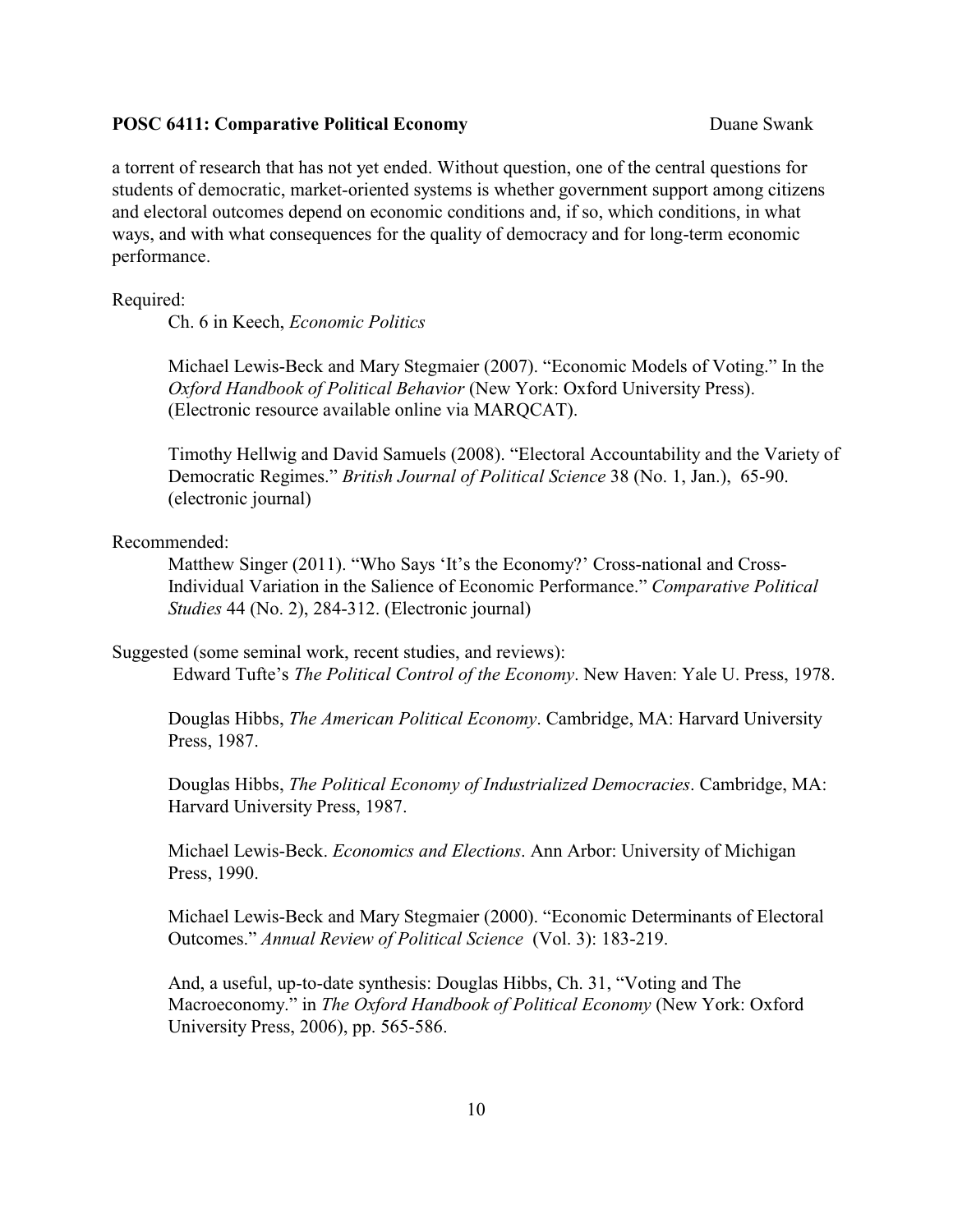a torrent of research that has not yet ended. Without question, one of the central questions for students of democratic, market-oriented systems is whether government support among citizens and electoral outcomes depend on economic conditions and, if so, which conditions, in what ways, and with what consequences for the quality of democracy and for long-term economic performance.

Required:

Ch. 6 in Keech, *Economic Politics*

Michael Lewis-Beck and Mary Stegmaier (2007). "Economic Models of Voting." In the *Oxford Handbook of Political Behavior* (New York: Oxford University Press). (Electronic resource available online via MARQCAT).

Timothy Hellwig and David Samuels (2008). "Electoral Accountability and the Variety of Democratic Regimes." *British Journal of Political Science* 38 (No. 1, Jan.), 65-90. (electronic journal)

Recommended:

Matthew Singer (2011). "Who Says 'It's the Economy?' Cross-national and Cross-Individual Variation in the Salience of Economic Performance." *Comparative Political Studies* 44 (No. 2), 284-312. (Electronic journal)

Suggested (some seminal work, recent studies, and reviews):

Edward Tufte's *The Political Control of the Economy*. New Haven: Yale U. Press, 1978.

Douglas Hibbs, *The American Political Economy*. Cambridge, MA: Harvard University Press, 1987.

Douglas Hibbs, *The Political Economy of Industrialized Democracies*. Cambridge, MA: Harvard University Press, 1987.

Michael Lewis-Beck. *Economics and Elections*. Ann Arbor: University of Michigan Press, 1990.

Michael Lewis-Beck and Mary Stegmaier (2000). "Economic Determinants of Electoral Outcomes." *Annual Review of Political Science* (Vol. 3): 183-219.

And, a useful, up-to-date synthesis: Douglas Hibbs, Ch. 31, "Voting and The Macroeconomy." in *The Oxford Handbook of Political Economy* (New York: Oxford University Press, 2006), pp. 565-586.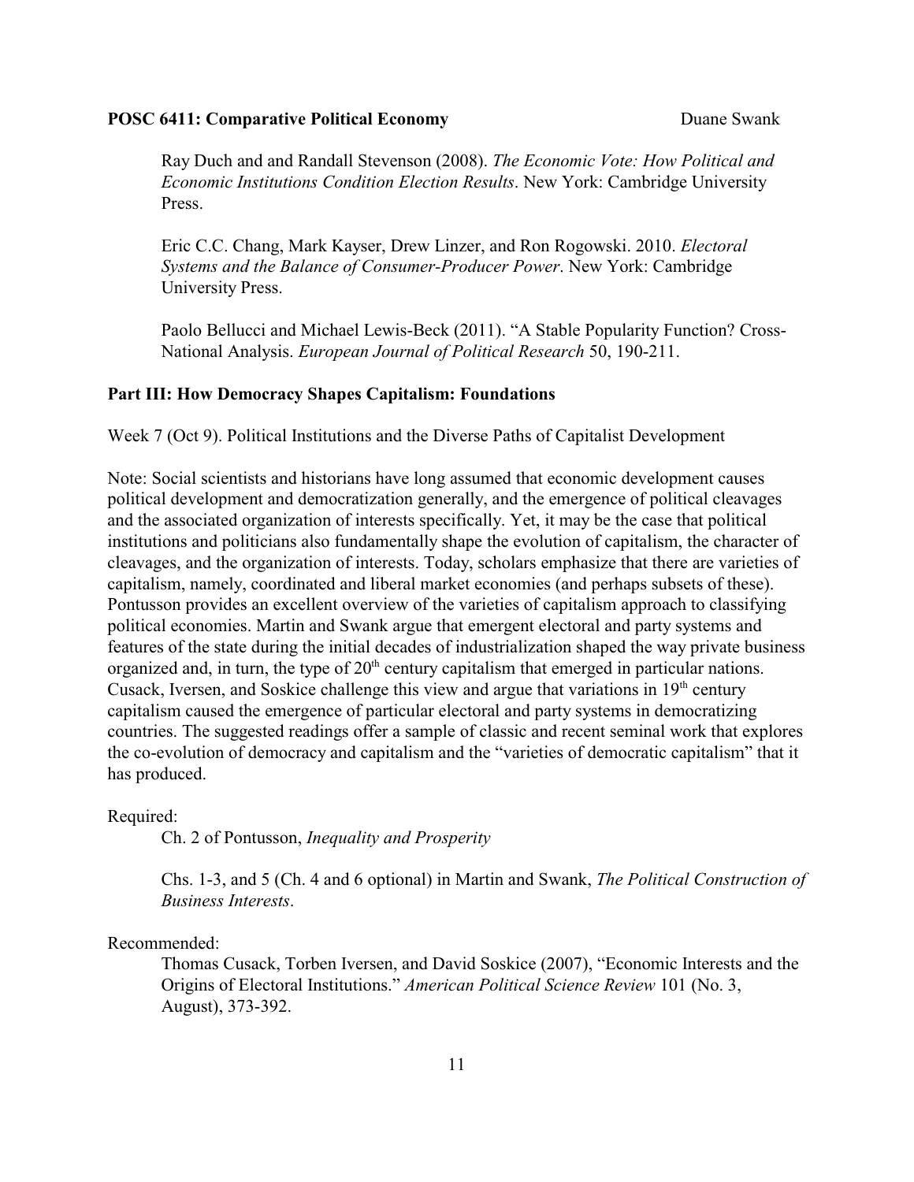Ray Duch and and Randall Stevenson (2008). *The Economic Vote: How Political and Economic Institutions Condition Election Results*. New York: Cambridge University Press.

Eric C.C. Chang, Mark Kayser, Drew Linzer, and Ron Rogowski. 2010. *Electoral Systems and the Balance of Consumer-Producer Power*. New York: Cambridge University Press.

Paolo Bellucci and Michael Lewis-Beck (2011). "A Stable Popularity Function? Cross-National Analysis. *European Journal of Political Research* 50, 190-211.

## Part III: How Democracy Shapes Capitalism: Foundations

Week 7 (Oct 9). Political Institutions and the Diverse Paths of Capitalist Development

Note: Social scientists and historians have long assumed that economic development causes political development and democratization generally, and the emergence of political cleavages and the associated organization of interests specifically. Yet, it may be the case that political institutions and politicians also fundamentally shape the evolution of capitalism, the character of cleavages, and the organization of interests. Today, scholars emphasize that there are varieties of capitalism, namely, coordinated and liberal market economies (and perhaps subsets of these). Pontusson provides an excellent overview of the varieties of capitalism approach to classifying political economies. Martin and Swank argue that emergent electoral and party systems and features of the state during the initial decades of industrialization shaped the way private business organized and, in turn, the type of 20th century capitalism that emerged in particular nations. Cusack, Iversen, and Soskice challenge this view and argue that variations in 19th century capitalism caused the emergence of particular electoral and party systems in democratizing countries. The suggested readings offer a sample of classic and recent seminal work that explores the co-evolution of democracy and capitalism and the "varieties of democratic capitalism" that it has produced.

Required:

Ch. 2 of Pontusson, *Inequality and Prosperity*

Chs. 1-3, and 5 (Ch. 4 and 6 optional) in Martin and Swank, *The Political Construction of Business Interests*.

Recommended:

Thomas Cusack, Torben Iversen, and David Soskice (2007), "Economic Interests and the Origins of Electoral Institutions." *American Political Science Review* 101 (No. 3, August), 373-392.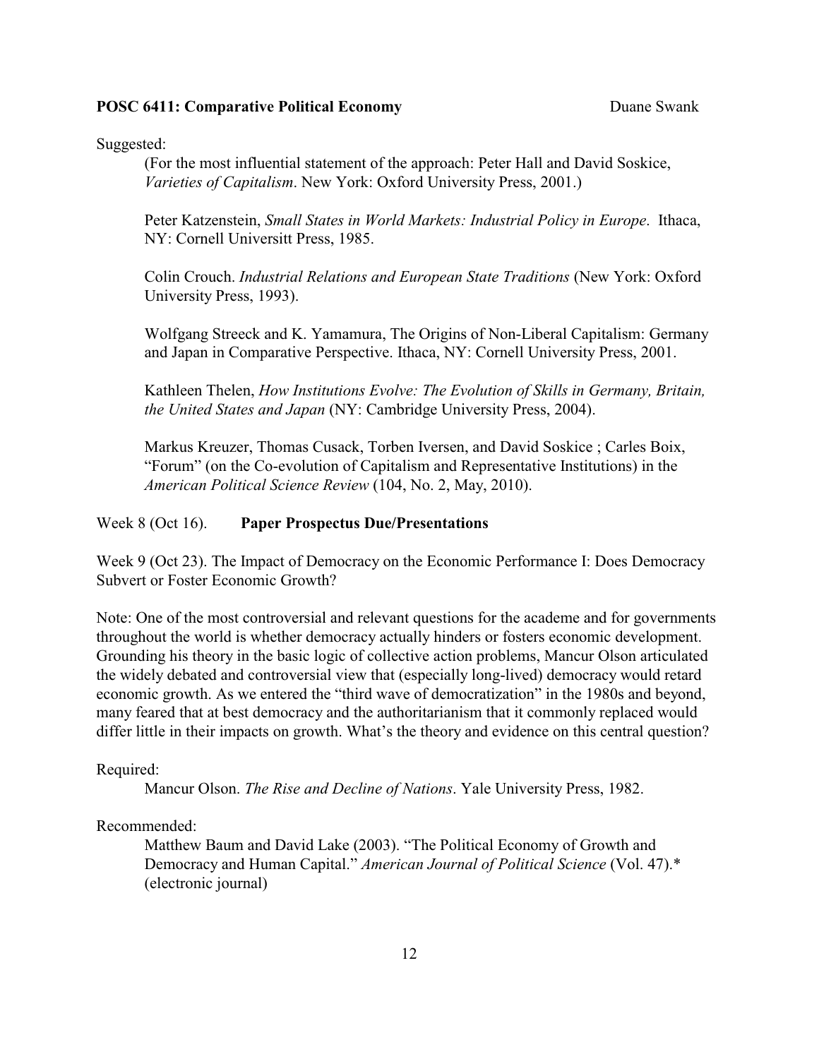Suggested:

(For the most influential statement of the approach: Peter Hall and David Soskice, *Varieties of Capitalism*. New York: Oxford University Press, 2001.)

Peter Katzenstein, *Small States in World Markets: Industrial Policy in Europe*. Ithaca, NY: Cornell Universitt Press, 1985.

Colin Crouch. *Industrial Relations and European State Traditions* (New York: Oxford University Press, 1993).

Wolfgang Streeck and K. Yamamura, The Origins of Non-Liberal Capitalism: Germany and Japan in Comparative Perspective. Ithaca, NY: Cornell University Press, 2001.

Kathleen Thelen, *How Institutions Evolve: The Evolution of Skills in Germany, Britain, the United States and Japan* (NY: Cambridge University Press, 2004).

Markus Kreuzer, Thomas Cusack, Torben Iversen, and David Soskice ; Carles Boix, "Forum" (on the Co-evolution of Capitalism and Representative Institutions) in the *American Political Science Review* (104, No. 2, May, 2010).

Week 8 (Oct 16). **Paper Prospectus Due/Presentations**

Week 9 (Oct 23). The Impact of Democracy on the Economic Performance I: Does Democracy Subvert or Foster Economic Growth?

Note: One of the most controversial and relevant questions for the academe and for governments throughout the world is whether democracy actually hinders or fosters economic development. Grounding his theory in the basic logic of collective action problems, Mancur Olson articulated the widely debated and controversial view that (especially long-lived) democracy would retard economic growth. As we entered the "third wave of democratization" in the 1980s and beyond, many feared that at best democracy and the authoritarianism that it commonly replaced would differ little in their impacts on growth. What's the theory and evidence on this central question?

Required:

Mancur Olson. *The Rise and Decline of Nations*. Yale University Press, 1982.

Recommended:

Matthew Baum and David Lake (2003). "The Political Economy of Growth and Democracy and Human Capital." *American Journal of Political Science* (Vol. 47).* (electronic journal)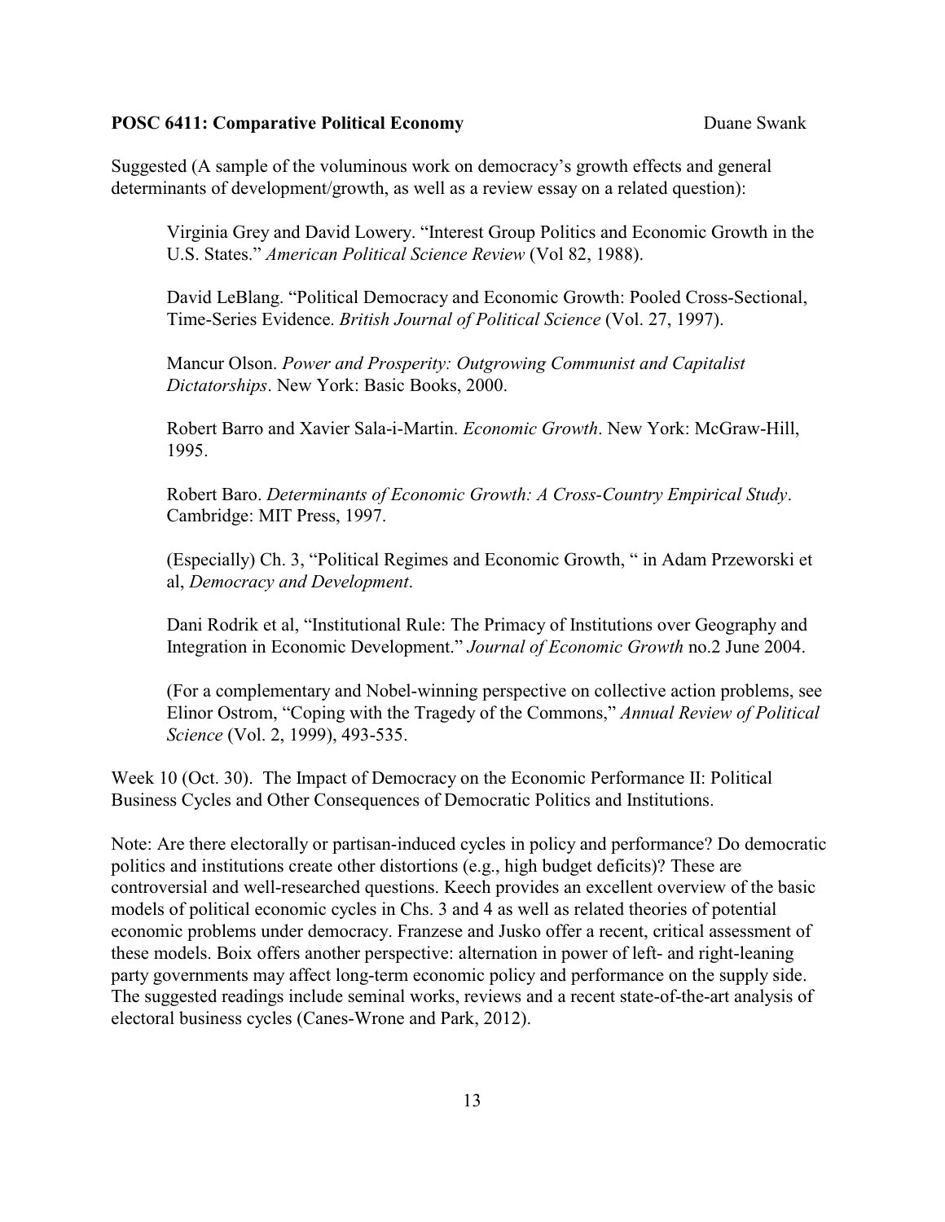**POSC 6411: Comparative Political Economy** Duane Swank

Suggested (A sample of the voluminous work on democracy's growth effects and general determinants of development/growth, as well as a review essay on a related question):

> Virginia Grey and David Lowery. "Interest Group Politics and Economic Growth in the U.S. States." *American Political Science Review* (Vol 82, 1988).
>
> David LeBlang. "Political Democracy and Economic Growth: Pooled Cross-Sectional, Time-Series Evidence. *British Journal of Political Science* (Vol. 27, 1997).
>
> Mancur Olson. *Power and Prosperity: Outgrowing Communist and Capitalist Dictatorships*. New York: Basic Books, 2000.
>
> Robert Barro and Xavier Sala-i-Martin. *Economic Growth*. New York: McGraw-Hill, 1995.
>
> Robert Baro. *Determinants of Economic Growth: A Cross-Country Empirical Study*. Cambridge: MIT Press, 1997.
>
> (Especially) Ch. 3, "Political Regimes and Economic Growth, " in Adam Przeworski et al, *Democracy and Development*.
>
> Dani Rodrik et al, "Institutional Rule: The Primacy of Institutions over Geography and Integration in Economic Development." *Journal of Economic Growth* no.2 June 2004.
>
> (For a complementary and Nobel-winning perspective on collective action problems, see Elinor Ostrom, "Coping with the Tragedy of the Commons," *Annual Review of Political Science* (Vol. 2, 1999), 493-535.

Week 10 (Oct. 30). The Impact of Democracy on the Economic Performance II: Political Business Cycles and Other Consequences of Democratic Politics and Institutions.

Note: Are there electorally or partisan-induced cycles in policy and performance? Do democratic politics and institutions create other distortions (e.g., high budget deficits)? These are controversial and well-researched questions. Keech provides an excellent overview of the basic models of political economic cycles in Chs. 3 and 4 as well as related theories of potential economic problems under democracy. Franzese and Jusko offer a recent, critical assessment of these models. Boix offers another perspective: alternation in power of left- and right-leaning party governments may affect long-term economic policy and performance on the supply side. The suggested readings include seminal works, reviews and a recent state-of-the-art analysis of electoral business cycles (Canes-Wrone and Park, 2012).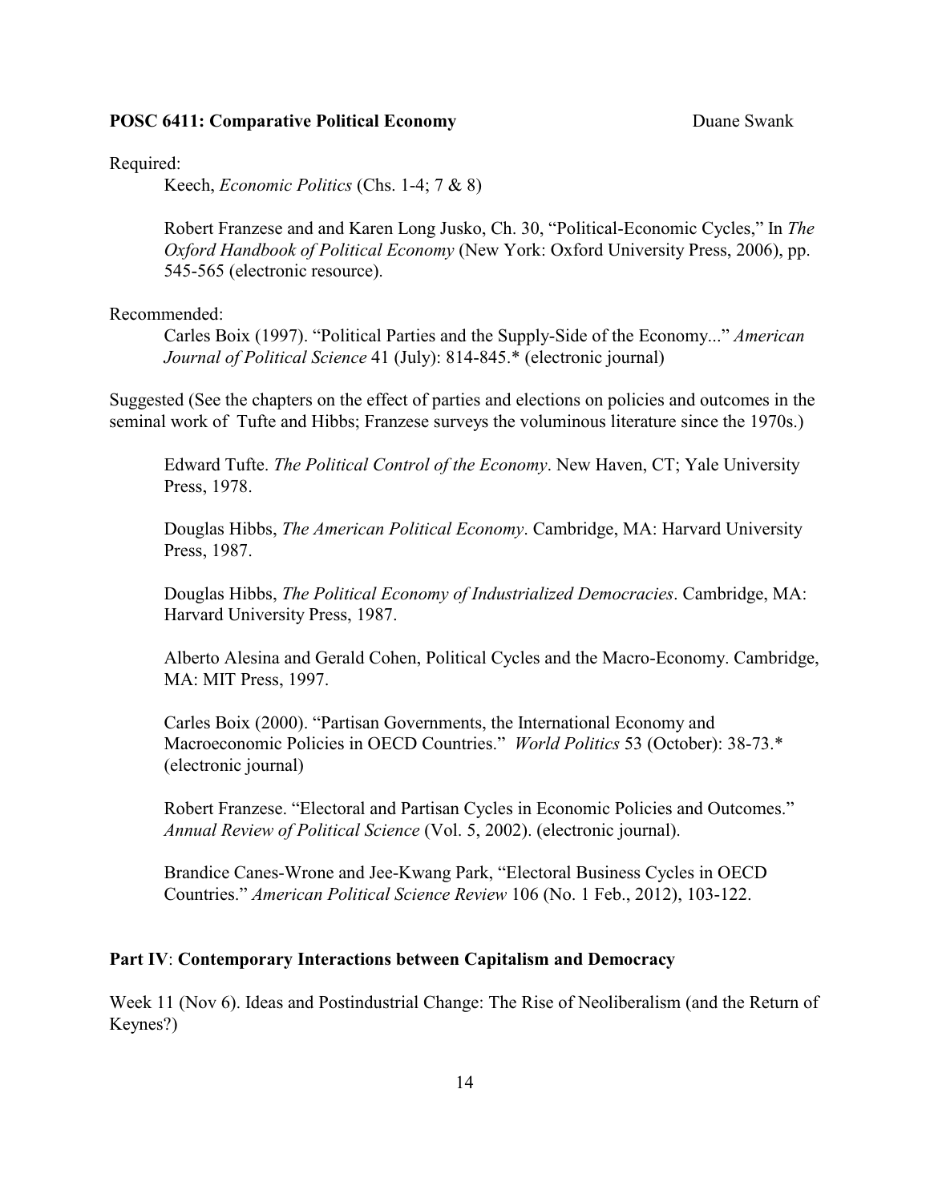**POSC 6411: Comparative Political Economy** Duane Swank

Required:

Keech, *Economic Politics* (Chs. 1-4; 7 & 8)

Robert Franzese and and Karen Long Jusko, Ch. 30, "Political-Economic Cycles," In *The Oxford Handbook of Political Economy* (New York: Oxford University Press, 2006), pp. 545-565 (electronic resource).

Recommended:

Carles Boix (1997). "Political Parties and the Supply-Side of the Economy..." *American Journal of Political Science* 41 (July): 814-845.* (electronic journal)

Suggested (See the chapters on the effect of parties and elections on policies and outcomes in the seminal work of Tufte and Hibbs; Franzese surveys the voluminous literature since the 1970s.)

Edward Tufte. *The Political Control of the Economy*. New Haven, CT; Yale University Press, 1978.

Douglas Hibbs, *The American Political Economy*. Cambridge, MA: Harvard University Press, 1987.

Douglas Hibbs, *The Political Economy of Industrialized Democracies*. Cambridge, MA: Harvard University Press, 1987.

Alberto Alesina and Gerald Cohen, Political Cycles and the Macro-Economy. Cambridge, MA: MIT Press, 1997.

Carles Boix (2000). "Partisan Governments, the International Economy and Macroeconomic Policies in OECD Countries." *World Politics* 53 (October): 38-73.* (electronic journal)

Robert Franzese. "Electoral and Partisan Cycles in Economic Policies and Outcomes." *Annual Review of Political Science* (Vol. 5, 2002). (electronic journal).

Brandice Canes-Wrone and Jee-Kwang Park, "Electoral Business Cycles in OECD Countries." *American Political Science Review* 106 (No. 1 Feb., 2012), 103-122.

## **Part IV**: **Contemporary Interactions between Capitalism and Democracy**

Week 11 (Nov 6). Ideas and Postindustrial Change: The Rise of Neoliberalism (and the Return of Keynes?)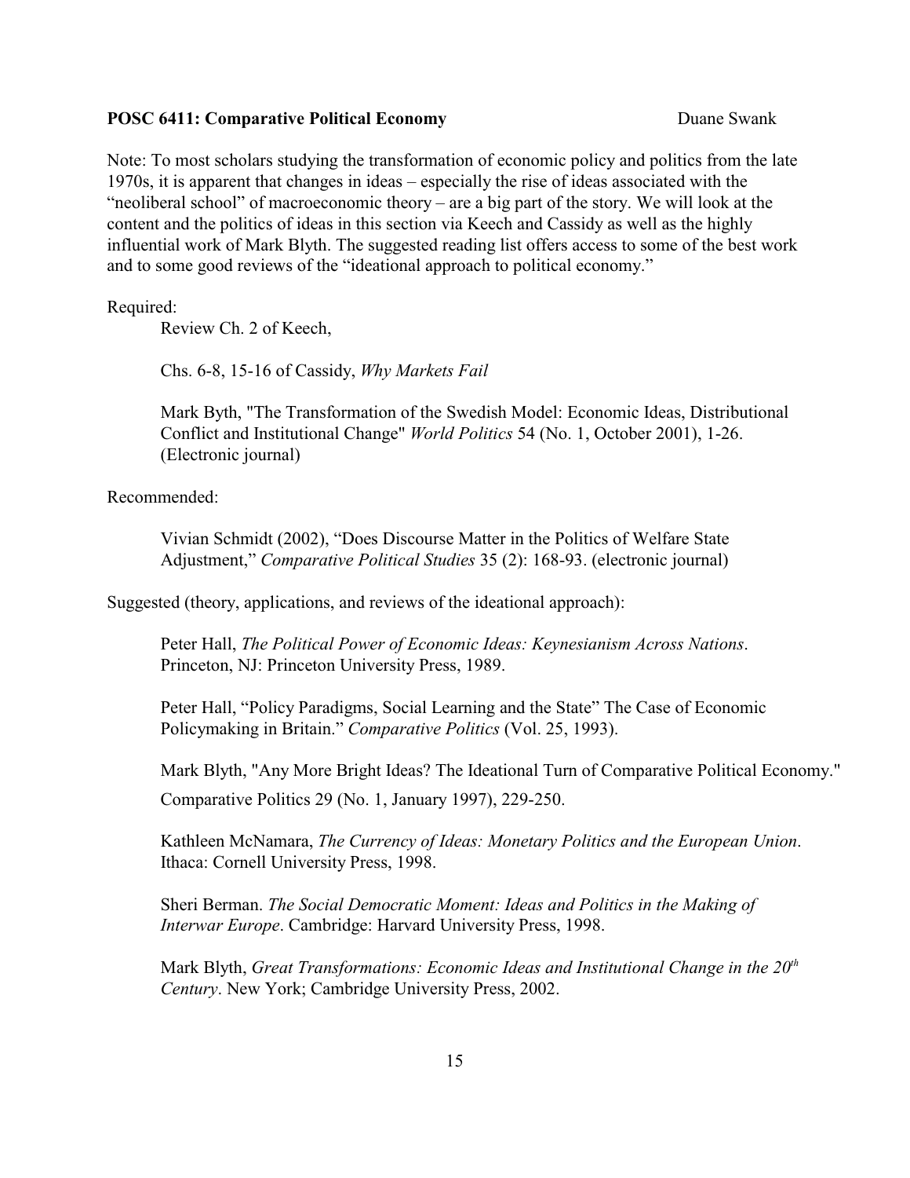**POSC 6411: Comparative Political Economy** Duane Swank

Note: To most scholars studying the transformation of economic policy and politics from the late 1970s, it is apparent that changes in ideas – especially the rise of ideas associated with the "neoliberal school" of macroeconomic theory – are a big part of the story. We will look at the content and the politics of ideas in this section via Keech and Cassidy as well as the highly influential work of Mark Blyth. The suggested reading list offers access to some of the best work and to some good reviews of the "ideational approach to political economy."

Required:

Review Ch. 2 of Keech,

Chs. 6-8, 15-16 of Cassidy, *Why Markets Fail*

Mark Byth, "The Transformation of the Swedish Model: Economic Ideas, Distributional Conflict and Institutional Change" *World Politics* 54 (No. 1, October 2001), 1-26. (Electronic journal)

Recommended:

Vivian Schmidt (2002), "Does Discourse Matter in the Politics of Welfare State Adjustment," *Comparative Political Studies* 35 (2): 168-93. (electronic journal)

Suggested (theory, applications, and reviews of the ideational approach):

Peter Hall, *The Political Power of Economic Ideas: Keynesianism Across Nations*. Princeton, NJ: Princeton University Press, 1989.

Peter Hall, "Policy Paradigms, Social Learning and the State" The Case of Economic Policymaking in Britain." *Comparative Politics* (Vol. 25, 1993).

Mark Blyth, "Any More Bright Ideas? The Ideational Turn of Comparative Political Economy." Comparative Politics 29 (No. 1, January 1997), 229-250.

Kathleen McNamara, *The Currency of Ideas: Monetary Politics and the European Union*. Ithaca: Cornell University Press, 1998.

Sheri Berman. *The Social Democratic Moment: Ideas and Politics in the Making of Interwar Europe*. Cambridge: Harvard University Press, 1998.

Mark Blyth, *Great Transformations: Economic Ideas and Institutional Change in the 20th Century*. New York; Cambridge University Press, 2002.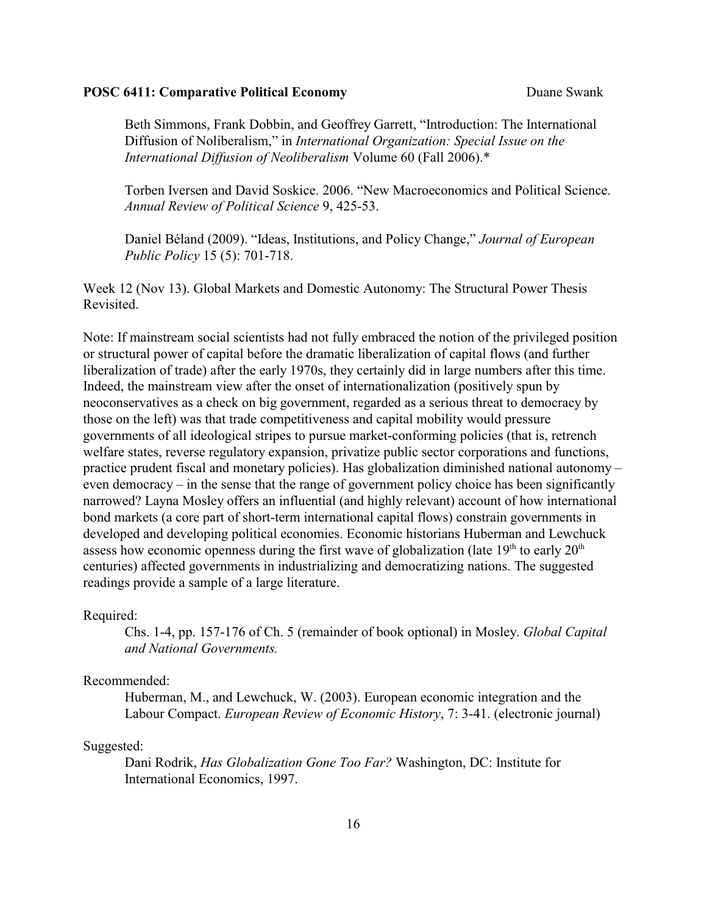Beth Simmons, Frank Dobbin, and Geoffrey Garrett, "Introduction: The International Diffusion of Noliberalism," in *International Organization: Special Issue on the International Diffusion of Neoliberalism* Volume 60 (Fall 2006).*

Torben Iversen and David Soskice. 2006. "New Macroeconomics and Political Science. *Annual Review of Political Science* 9, 425-53.

Daniel Béland (2009). "Ideas, Institutions, and Policy Change," *Journal of European Public Policy* 15 (5): 701-718.

Week 12 (Nov 13). Global Markets and Domestic Autonomy: The Structural Power Thesis Revisited.

Note: If mainstream social scientists had not fully embraced the notion of the privileged position or structural power of capital before the dramatic liberalization of capital flows (and further liberalization of trade) after the early 1970s, they certainly did in large numbers after this time. Indeed, the mainstream view after the onset of internationalization (positively spun by neoconservatives as a check on big government, regarded as a serious threat to democracy by those on the left) was that trade competitiveness and capital mobility would pressure governments of all ideological stripes to pursue market-conforming policies (that is, retrench welfare states, reverse regulatory expansion, privatize public sector corporations and functions, practice prudent fiscal and monetary policies). Has globalization diminished national autonomy – even democracy – in the sense that the range of government policy choice has been significantly narrowed? Layna Mosley offers an influential (and highly relevant) account of how international bond markets (a core part of short-term international capital flows) constrain governments in developed and developing political economies. Economic historians Huberman and Lewchuck assess how economic openness during the first wave of globalization (late 19th to early 20th centuries) affected governments in industrializing and democratizing nations. The suggested readings provide a sample of a large literature.

Required:

Chs. 1-4, pp. 157-176 of Ch. 5 (remainder of book optional) in Mosley. *Global Capital and National Governments.*

Recommended:

Huberman, M., and Lewchuck, W. (2003). European economic integration and the Labour Compact. *European Review of Economic History*, 7: 3-41. (electronic journal)

Suggested:

Dani Rodrik, *Has Globalization Gone Too Far?* Washington, DC: Institute for International Economics, 1997.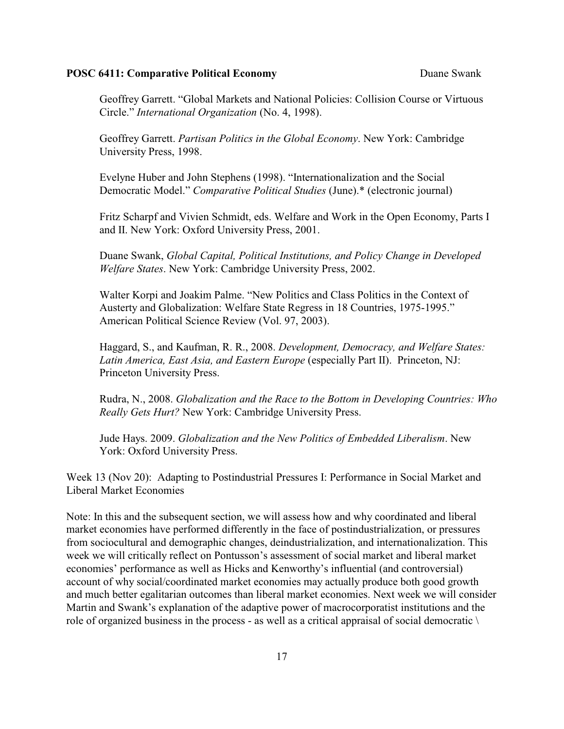Geoffrey Garrett. "Global Markets and National Policies: Collision Course or Virtuous Circle." *International Organization* (No. 4, 1998).

Geoffrey Garrett. *Partisan Politics in the Global Economy*. New York: Cambridge University Press, 1998.

Evelyne Huber and John Stephens (1998). "Internationalization and the Social Democratic Model." *Comparative Political Studies* (June).* (electronic journal)

Fritz Scharpf and Vivien Schmidt, eds. Welfare and Work in the Open Economy, Parts I and II. New York: Oxford University Press, 2001.

Duane Swank, *Global Capital, Political Institutions, and Policy Change in Developed Welfare States*. New York: Cambridge University Press, 2002.

Walter Korpi and Joakim Palme. "New Politics and Class Politics in the Context of Austerty and Globalization: Welfare State Regress in 18 Countries, 1975-1995." American Political Science Review (Vol. 97, 2003).

Haggard, S., and Kaufman, R. R., 2008. *Development, Democracy, and Welfare States: Latin America, East Asia, and Eastern Europe* (especially Part II). Princeton, NJ: Princeton University Press.

Rudra, N., 2008. *Globalization and the Race to the Bottom in Developing Countries: Who Really Gets Hurt?* New York: Cambridge University Press.

Jude Hays. 2009. *Globalization and the New Politics of Embedded Liberalism*. New York: Oxford University Press.

Week 13 (Nov 20): Adapting to Postindustrial Pressures I: Performance in Social Market and Liberal Market Economies

Note: In this and the subsequent section, we will assess how and why coordinated and liberal market economies have performed differently in the face of postindustrialization, or pressures from sociocultural and demographic changes, deindustrialization, and internationalization. This week we will critically reflect on Pontusson's assessment of social market and liberal market economies' performance as well as Hicks and Kenworthy's influential (and controversial) account of why social/coordinated market economies may actually produce both good growth and much better egalitarian outcomes than liberal market economies. Next week we will consider Martin and Swank's explanation of the adaptive power of macrocorporatist institutions and the role of organized business in the process - as well as a critical appraisal of social democratic \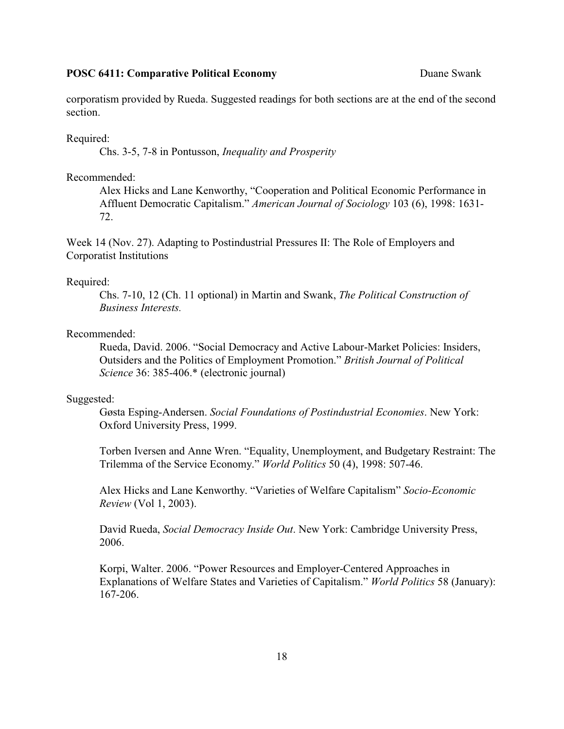corporatism provided by Rueda. Suggested readings for both sections are at the end of the second section.

Required:

Chs. 3-5, 7-8 in Pontusson, *Inequality and Prosperity*

Recommended:

Alex Hicks and Lane Kenworthy, "Cooperation and Political Economic Performance in Affluent Democratic Capitalism." *American Journal of Sociology* 103 (6), 1998: 1631-72.

Week 14 (Nov. 27). Adapting to Postindustrial Pressures II: The Role of Employers and Corporatist Institutions

Required:

Chs. 7-10, 12 (Ch. 11 optional) in Martin and Swank, *The Political Construction of Business Interests.*

Recommended:

Rueda, David. 2006. "Social Democracy and Active Labour-Market Policies: Insiders, Outsiders and the Politics of Employment Promotion." *British Journal of Political Science* 36: 385-406.* (electronic journal)

Suggested:

Gøsta Esping-Andersen. *Social Foundations of Postindustrial Economies*. New York: Oxford University Press, 1999.

Torben Iversen and Anne Wren. "Equality, Unemployment, and Budgetary Restraint: The Trilemma of the Service Economy." *World Politics* 50 (4), 1998: 507-46.

Alex Hicks and Lane Kenworthy. "Varieties of Welfare Capitalism" *Socio-Economic Review* (Vol 1, 2003).

David Rueda, *Social Democracy Inside Out*. New York: Cambridge University Press, 2006.

Korpi, Walter. 2006. "Power Resources and Employer-Centered Approaches in Explanations of Welfare States and Varieties of Capitalism." *World Politics* 58 (January): 167-206.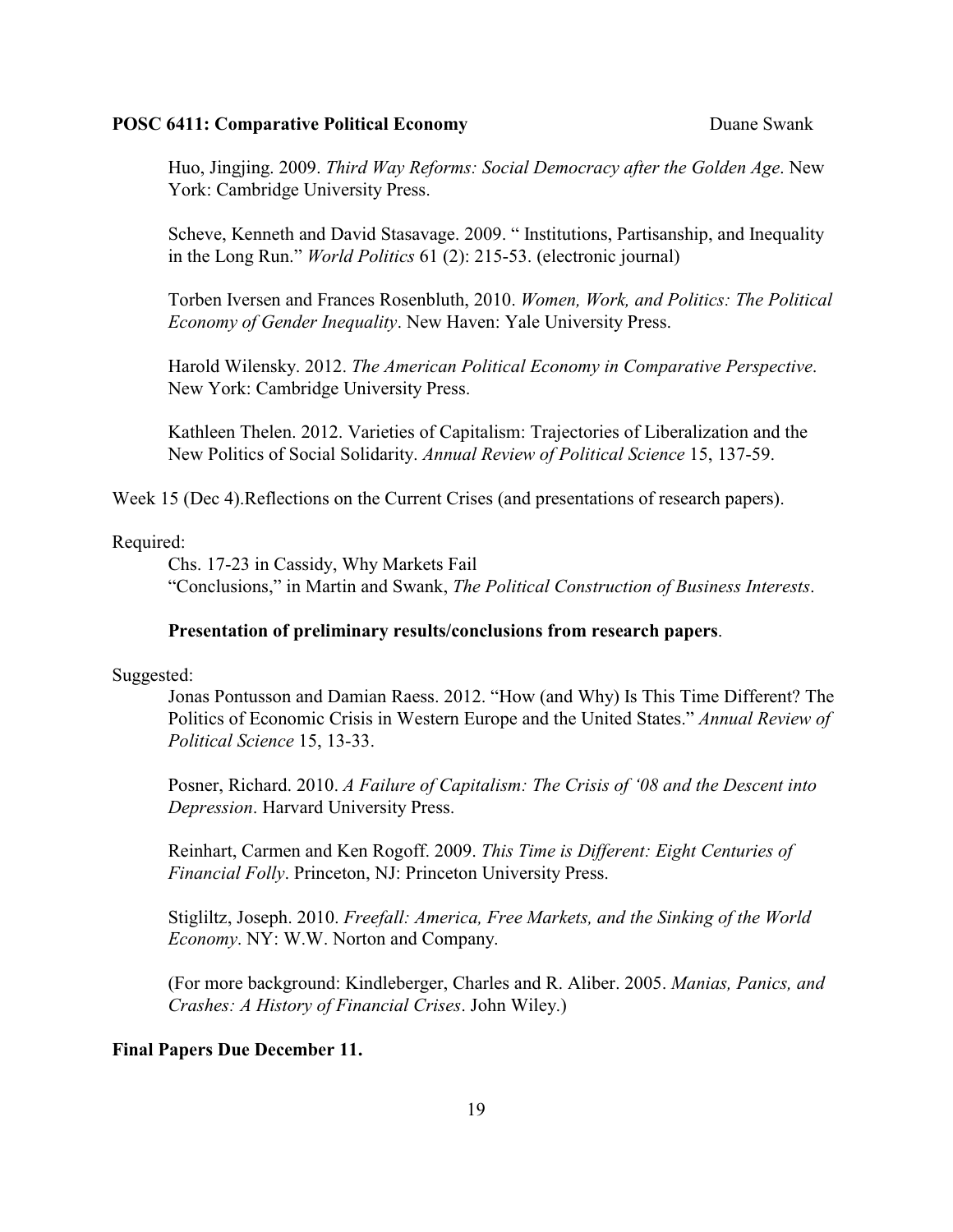Huo, Jingjing. 2009. *Third Way Reforms: Social Democracy after the Golden Age*. New York: Cambridge University Press.

Scheve, Kenneth and David Stasavage. 2009. " Institutions, Partisanship, and Inequality in the Long Run." *World Politics* 61 (2): 215-53. (electronic journal)

Torben Iversen and Frances Rosenbluth, 2010. *Women, Work, and Politics: The Political Economy of Gender Inequality*. New Haven: Yale University Press.

Harold Wilensky. 2012. *The American Political Economy in Comparative Perspective*. New York: Cambridge University Press.

Kathleen Thelen. 2012. Varieties of Capitalism: Trajectories of Liberalization and the New Politics of Social Solidarity. *Annual Review of Political Science* 15, 137-59.

Week 15 (Dec 4).Reflections on the Current Crises (and presentations of research papers).

Required:

Chs. 17-23 in Cassidy, Why Markets Fail
"Conclusions," in Martin and Swank, *The Political Construction of Business Interests*.

**Presentation of preliminary results/conclusions from research papers**.

Suggested:

Jonas Pontusson and Damian Raess. 2012. "How (and Why) Is This Time Different? The Politics of Economic Crisis in Western Europe and the United States." *Annual Review of Political Science* 15, 13-33.

Posner, Richard. 2010. *A Failure of Capitalism: The Crisis of '08 and the Descent into Depression*. Harvard University Press.

Reinhart, Carmen and Ken Rogoff. 2009. *This Time is Different: Eight Centuries of Financial Folly*. Princeton, NJ: Princeton University Press.

Stigliltz, Joseph. 2010. *Freefall: America, Free Markets, and the Sinking of the World Economy*. NY: W.W. Norton and Company.

(For more background: Kindleberger, Charles and R. Aliber. 2005. *Manias, Panics, and Crashes: A History of Financial Crises*. John Wiley.)

**Final Papers Due December 11.**